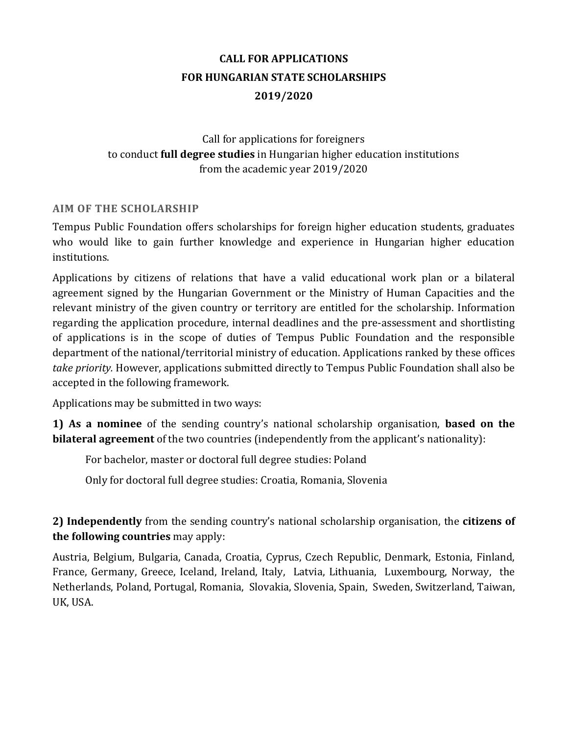# CALL FOR APPLICATIONS
# FOR HUNGARIAN STATE SCHOLARSHIPS
# 2019/2020

Call for applications for foreigners
to conduct **full degree studies** in Hungarian higher education institutions
from the academic year 2019/2020

## AIM OF THE SCHOLARSHIP

Tempus Public Foundation offers scholarships for foreign higher education students, graduates who would like to gain further knowledge and experience in Hungarian higher education institutions.

Applications by citizens of relations that have a valid educational work plan or a bilateral agreement signed by the Hungarian Government or the Ministry of Human Capacities and the relevant ministry of the given country or territory are entitled for the scholarship. Information regarding the application procedure, internal deadlines and the pre-assessment and shortlisting of applications is in the scope of duties of Tempus Public Foundation and the responsible department of the national/territorial ministry of education. Applications ranked by these offices *take priority.* However, applications submitted directly to Tempus Public Foundation shall also be accepted in the following framework.

Applications may be submitted in two ways:

**1) As a nominee** of the sending country's national scholarship organisation, **based on the bilateral agreement** of the two countries (independently from the applicant's nationality):

For bachelor, master or doctoral full degree studies: Poland

Only for doctoral full degree studies: Croatia, Romania, Slovenia

**2) Independently** from the sending country's national scholarship organisation, the **citizens of the following countries** may apply:

Austria, Belgium, Bulgaria, Canada, Croatia, Cyprus, Czech Republic, Denmark, Estonia, Finland, France, Germany, Greece, Iceland, Ireland, Italy, Latvia, Lithuania, Luxembourg, Norway, the Netherlands, Poland, Portugal, Romania, Slovakia, Slovenia, Spain, Sweden, Switzerland, Taiwan, UK, USA.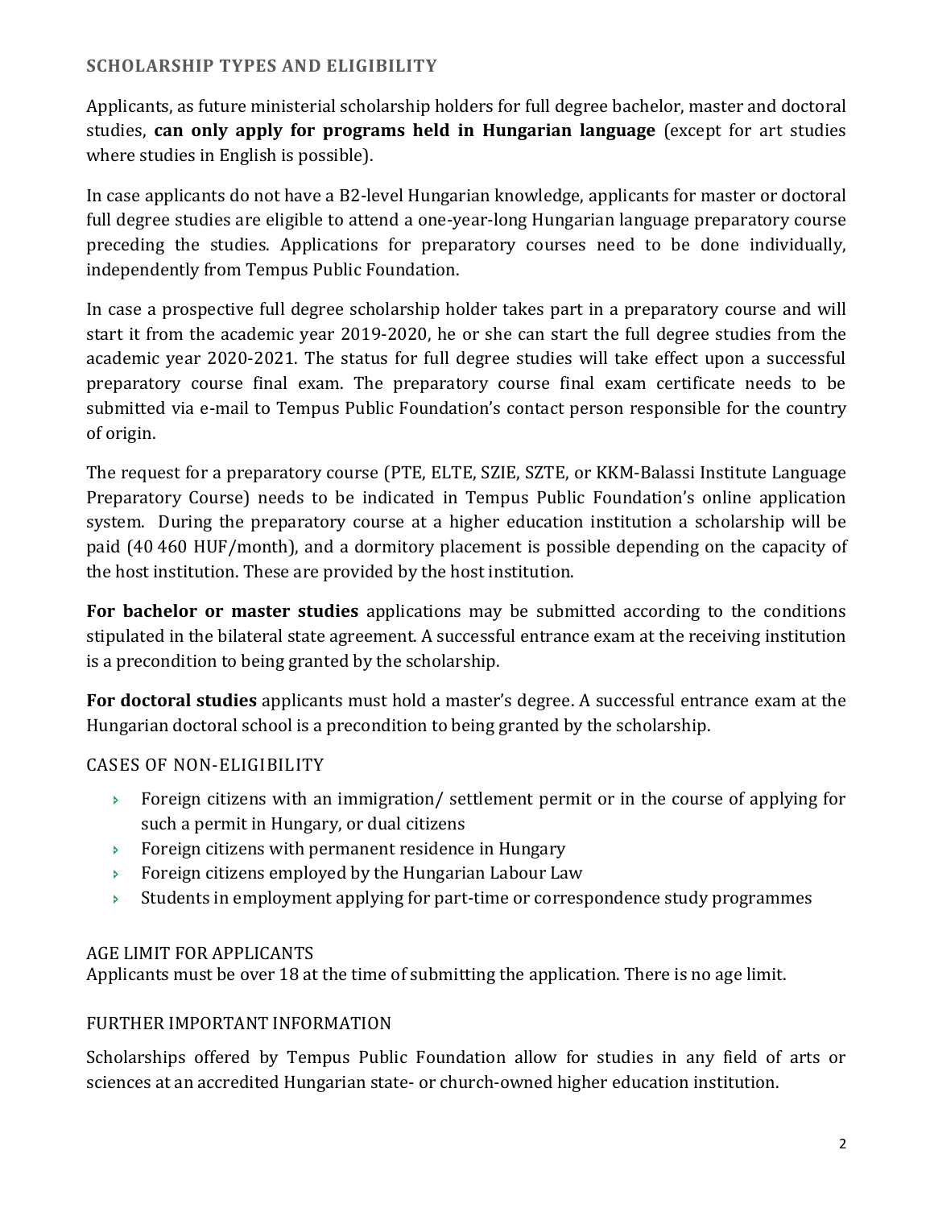## SCHOLARSHIP TYPES AND ELIGIBILITY

Applicants, as future ministerial scholarship holders for full degree bachelor, master and doctoral studies, **can only apply for programs held in Hungarian language** (except for art studies where studies in English is possible).

In case applicants do not have a B2-level Hungarian knowledge, applicants for master or doctoral full degree studies are eligible to attend a one-year-long Hungarian language preparatory course preceding the studies. Applications for preparatory courses need to be done individually, independently from Tempus Public Foundation.

In case a prospective full degree scholarship holder takes part in a preparatory course and will start it from the academic year 2019-2020, he or she can start the full degree studies from the academic year 2020-2021. The status for full degree studies will take effect upon a successful preparatory course final exam. The preparatory course final exam certificate needs to be submitted via e-mail to Tempus Public Foundation's contact person responsible for the country of origin.

The request for a preparatory course (PTE, ELTE, SZIE, SZTE, or KKM-Balassi Institute Language Preparatory Course) needs to be indicated in Tempus Public Foundation's online application system. During the preparatory course at a higher education institution a scholarship will be paid (40 460 HUF/month), and a dormitory placement is possible depending on the capacity of the host institution. These are provided by the host institution.

**For bachelor or master studies** applications may be submitted according to the conditions stipulated in the bilateral state agreement. A successful entrance exam at the receiving institution is a precondition to being granted by the scholarship.

**For doctoral studies** applicants must hold a master's degree. A successful entrance exam at the Hungarian doctoral school is a precondition to being granted by the scholarship.

### CASES OF NON-ELIGIBILITY

- Foreign citizens with an immigration/ settlement permit or in the course of applying for such a permit in Hungary, or dual citizens
- Foreign citizens with permanent residence in Hungary
- Foreign citizens employed by the Hungarian Labour Law
- Students in employment applying for part-time or correspondence study programmes

### AGE LIMIT FOR APPLICANTS

Applicants must be over 18 at the time of submitting the application. There is no age limit.

### FURTHER IMPORTANT INFORMATION

Scholarships offered by Tempus Public Foundation allow for studies in any field of arts or sciences at an accredited Hungarian state- or church-owned higher education institution.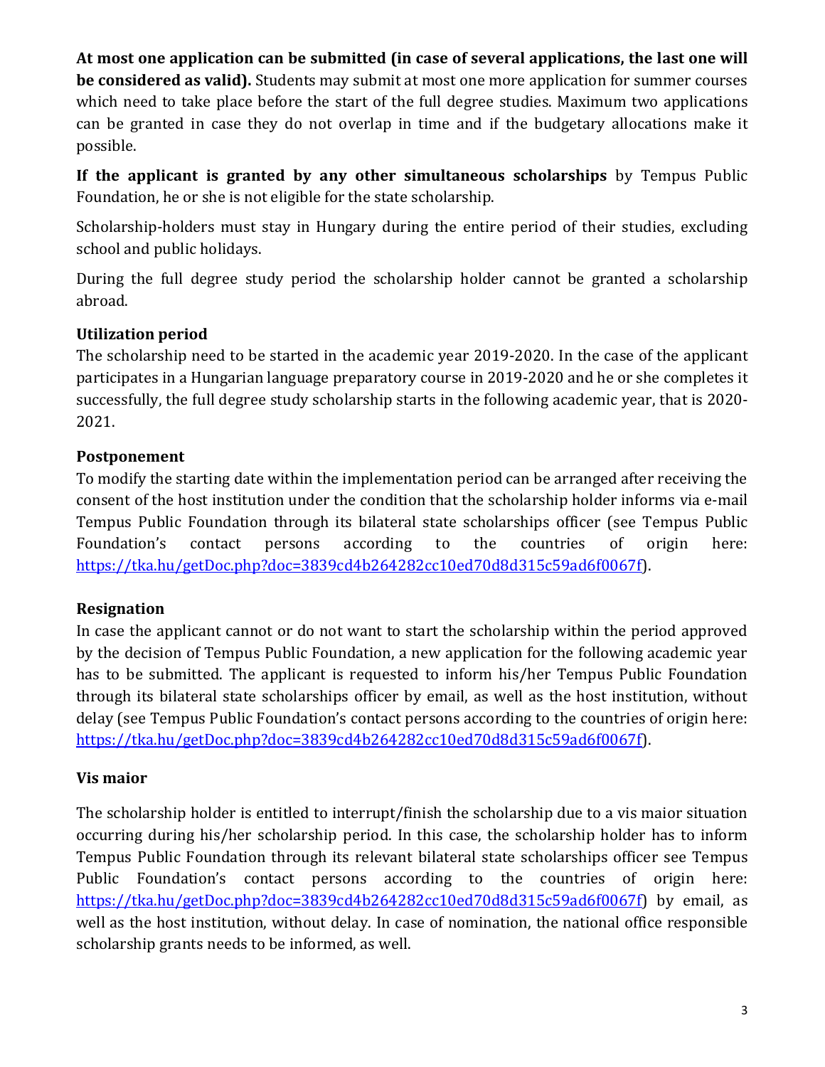**At most one application can be submitted (in case of several applications, the last one will be considered as valid).** Students may submit at most one more application for summer courses which need to take place before the start of the full degree studies. Maximum two applications can be granted in case they do not overlap in time and if the budgetary allocations make it possible.

**If the applicant is granted by any other simultaneous scholarships** by Tempus Public Foundation, he or she is not eligible for the state scholarship.

Scholarship-holders must stay in Hungary during the entire period of their studies, excluding school and public holidays.

During the full degree study period the scholarship holder cannot be granted a scholarship abroad.

### Utilization period

The scholarship need to be started in the academic year 2019-2020. In the case of the applicant participates in a Hungarian language preparatory course in 2019-2020 and he or she completes it successfully, the full degree study scholarship starts in the following academic year, that is 2020-2021.

### Postponement

To modify the starting date within the implementation period can be arranged after receiving the consent of the host institution under the condition that the scholarship holder informs via e-mail Tempus Public Foundation through its bilateral state scholarships officer (see Tempus Public Foundation's contact persons according to the countries of origin here: https://tka.hu/getDoc.php?doc=3839cd4b264282cc10ed70d8d315c59ad6f0067f).

### Resignation

In case the applicant cannot or do not want to start the scholarship within the period approved by the decision of Tempus Public Foundation, a new application for the following academic year has to be submitted. The applicant is requested to inform his/her Tempus Public Foundation through its bilateral state scholarships officer by email, as well as the host institution, without delay (see Tempus Public Foundation's contact persons according to the countries of origin here: https://tka.hu/getDoc.php?doc=3839cd4b264282cc10ed70d8d315c59ad6f0067f).

### Vis maior

The scholarship holder is entitled to interrupt/finish the scholarship due to a vis maior situation occurring during his/her scholarship period. In this case, the scholarship holder has to inform Tempus Public Foundation through its relevant bilateral state scholarships officer see Tempus Public Foundation's contact persons according to the countries of origin here: https://tka.hu/getDoc.php?doc=3839cd4b264282cc10ed70d8d315c59ad6f0067f) by email, as well as the host institution, without delay. In case of nomination, the national office responsible scholarship grants needs to be informed, as well.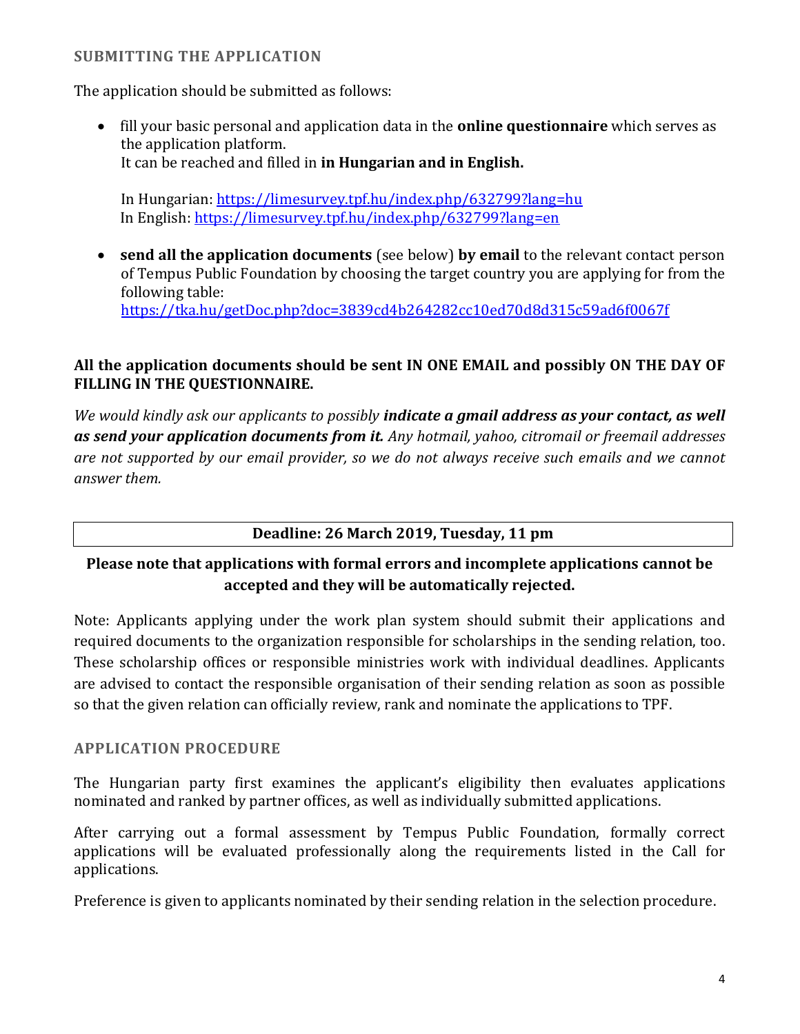## SUBMITTING THE APPLICATION

The application should be submitted as follows:

- fill your basic personal and application data in the **online questionnaire** which serves as the application platform.
  It can be reached and filled in **in Hungarian and in English.**

  In Hungarian: https://limesurvey.tpf.hu/index.php/632799?lang=hu
  In English: https://limesurvey.tpf.hu/index.php/632799?lang=en

- **send all the application documents** (see below) **by email** to the relevant contact person of Tempus Public Foundation by choosing the target country you are applying for from the following table:
  https://tka.hu/getDoc.php?doc=3839cd4b264282cc10ed70d8d315c59ad6f0067f

**All the application documents should be sent IN ONE EMAIL and possibly ON THE DAY OF FILLING IN THE QUESTIONNAIRE.**

*We would kindly ask our applicants to possibly **indicate a gmail address as your contact, as well as send your application documents from it.** Any hotmail, yahoo, citromail or freemail addresses are not supported by our email provider, so we do not always receive such emails and we cannot answer them.*

| **Deadline: 26 March 2019, Tuesday, 11 pm** |
|---|

**Please note that applications with formal errors and incomplete applications cannot be accepted and they will be automatically rejected.**

Note: Applicants applying under the work plan system should submit their applications and required documents to the organization responsible for scholarships in the sending relation, too. These scholarship offices or responsible ministries work with individual deadlines. Applicants are advised to contact the responsible organisation of their sending relation as soon as possible so that the given relation can officially review, rank and nominate the applications to TPF.

## APPLICATION PROCEDURE

The Hungarian party first examines the applicant's eligibility then evaluates applications nominated and ranked by partner offices, as well as individually submitted applications.

After carrying out a formal assessment by Tempus Public Foundation, formally correct applications will be evaluated professionally along the requirements listed in the Call for applications.

Preference is given to applicants nominated by their sending relation in the selection procedure.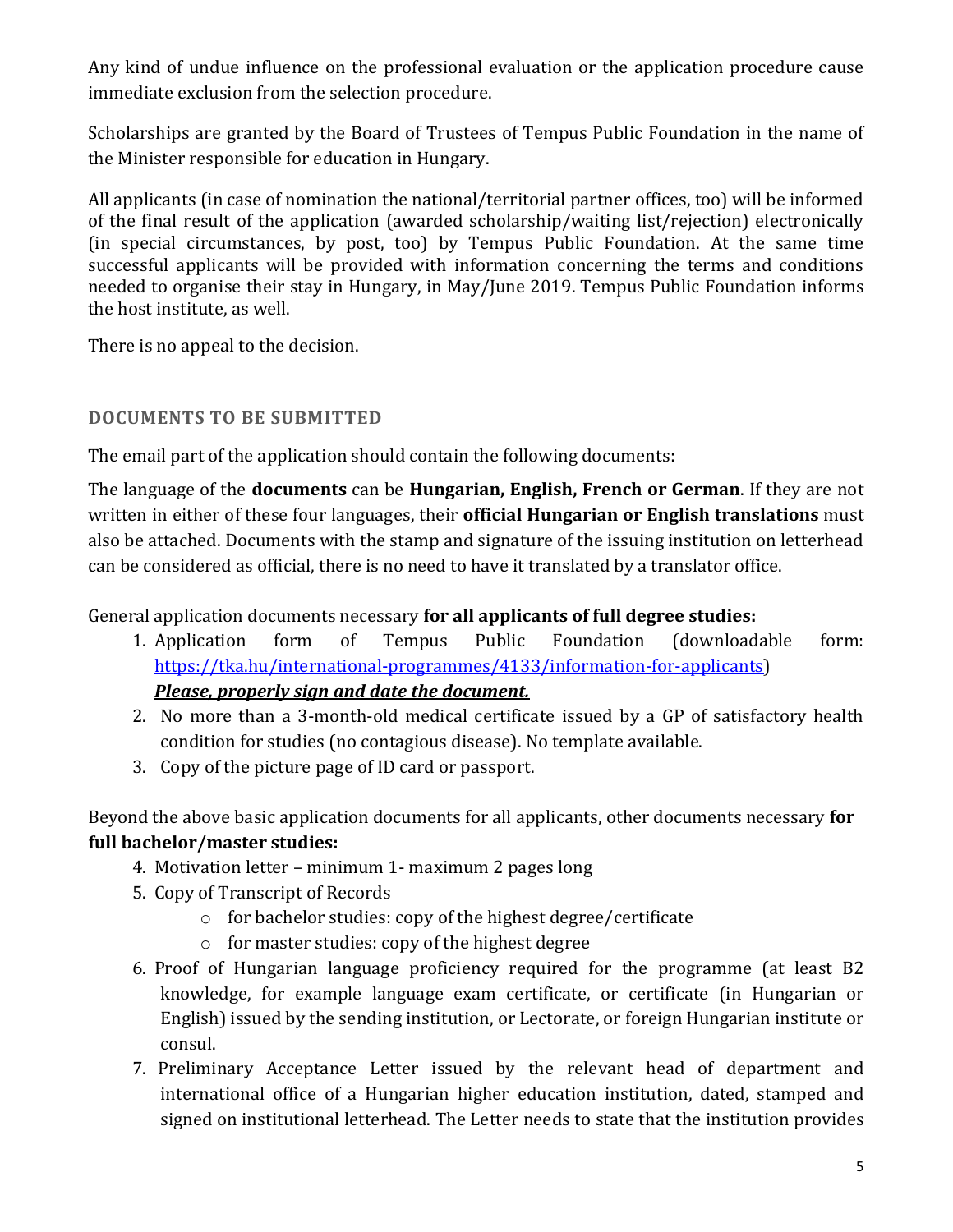Any kind of undue influence on the professional evaluation or the application procedure cause immediate exclusion from the selection procedure.

Scholarships are granted by the Board of Trustees of Tempus Public Foundation in the name of the Minister responsible for education in Hungary.

All applicants (in case of nomination the national/territorial partner offices, too) will be informed of the final result of the application (awarded scholarship/waiting list/rejection) electronically (in special circumstances, by post, too) by Tempus Public Foundation. At the same time successful applicants will be provided with information concerning the terms and conditions needed to organise their stay in Hungary, in May/June 2019. Tempus Public Foundation informs the host institute, as well.

There is no appeal to the decision.

## DOCUMENTS TO BE SUBMITTED

The email part of the application should contain the following documents:

The language of the **documents** can be **Hungarian, English, French or German**. If they are not written in either of these four languages, their **official Hungarian or English translations** must also be attached. Documents with the stamp and signature of the issuing institution on letterhead can be considered as official, there is no need to have it translated by a translator office.

General application documents necessary **for all applicants of full degree studies:**

1. Application form of Tempus Public Foundation (downloadable form: https://tka.hu/international-programmes/4133/information-for-applicants)
   ***Please, properly sign and date the document.***
2. No more than a 3-month-old medical certificate issued by a GP of satisfactory health condition for studies (no contagious disease). No template available.
3. Copy of the picture page of ID card or passport.

Beyond the above basic application documents for all applicants, other documents necessary **for full bachelor/master studies:**

4. Motivation letter – minimum 1- maximum 2 pages long
5. Copy of Transcript of Records
   - for bachelor studies: copy of the highest degree/certificate
   - for master studies: copy of the highest degree
6. Proof of Hungarian language proficiency required for the programme (at least B2 knowledge, for example language exam certificate, or certificate (in Hungarian or English) issued by the sending institution, or Lectorate, or foreign Hungarian institute or consul.
7. Preliminary Acceptance Letter issued by the relevant head of department and international office of a Hungarian higher education institution, dated, stamped and signed on institutional letterhead. The Letter needs to state that the institution provides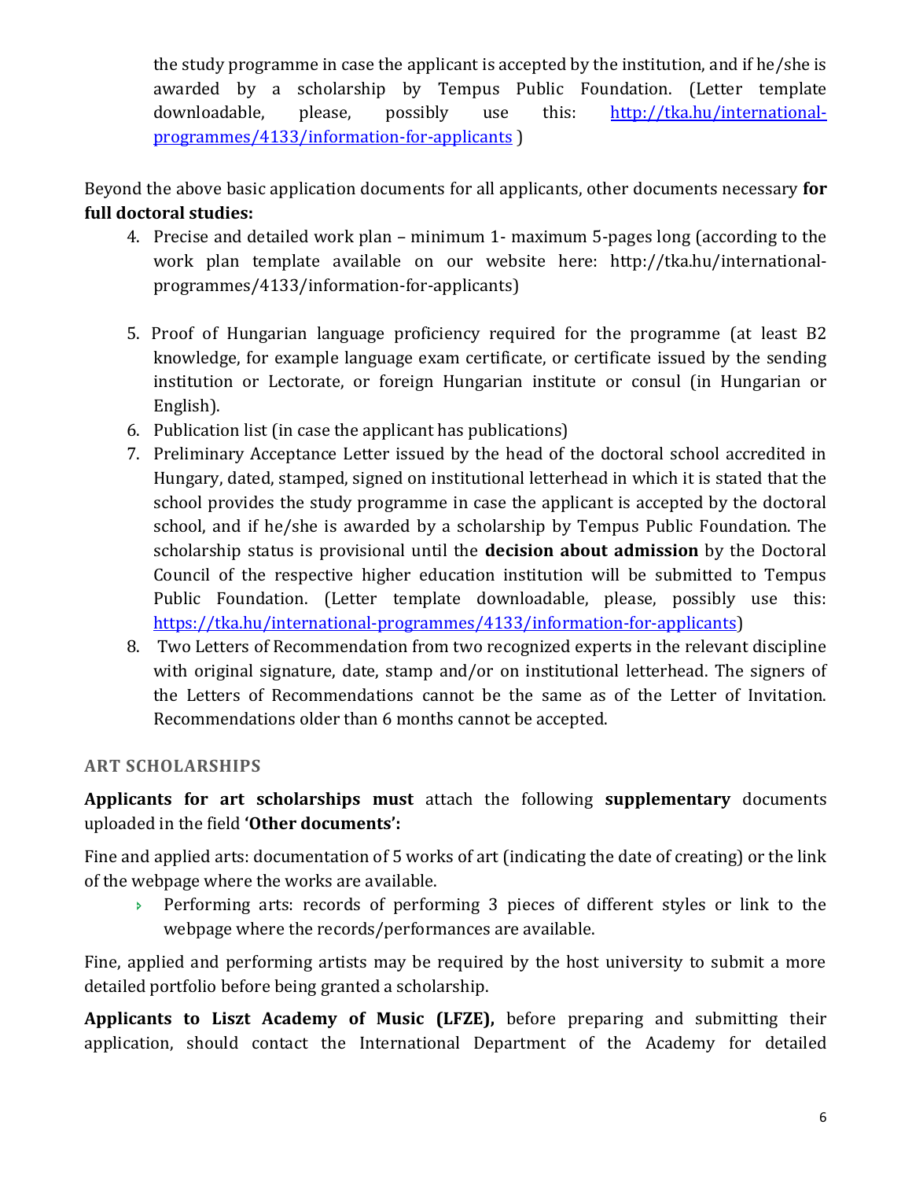the study programme in case the applicant is accepted by the institution, and if he/she is awarded by a scholarship by Tempus Public Foundation. (Letter template downloadable, please, possibly use this: [http://tka.hu/international-programmes/4133/information-for-applicants](http://tka.hu/international-programmes/4133/information-for-applicants) )

Beyond the above basic application documents for all applicants, other documents necessary **for full doctoral studies:**

4. Precise and detailed work plan – minimum 1- maximum 5-pages long (according to the work plan template available on our website here: http://tka.hu/international-programmes/4133/information-for-applicants)

5. Proof of Hungarian language proficiency required for the programme (at least B2 knowledge, for example language exam certificate, or certificate issued by the sending institution or Lectorate, or foreign Hungarian institute or consul (in Hungarian or English).
6. Publication list (in case the applicant has publications)
7. Preliminary Acceptance Letter issued by the head of the doctoral school accredited in Hungary, dated, stamped, signed on institutional letterhead in which it is stated that the school provides the study programme in case the applicant is accepted by the doctoral school, and if he/she is awarded by a scholarship by Tempus Public Foundation. The scholarship status is provisional until the **decision about admission** by the Doctoral Council of the respective higher education institution will be submitted to Tempus Public Foundation. (Letter template downloadable, please, possibly use this: [https://tka.hu/international-programmes/4133/information-for-applicants](https://tka.hu/international-programmes/4133/information-for-applicants))
8. Two Letters of Recommendation from two recognized experts in the relevant discipline with original signature, date, stamp and/or on institutional letterhead. The signers of the Letters of Recommendations cannot be the same as of the Letter of Invitation. Recommendations older than 6 months cannot be accepted.

## ART SCHOLARSHIPS

**Applicants for art scholarships must** attach the following **supplementary** documents uploaded in the field **'Other documents':**

Fine and applied arts: documentation of 5 works of art (indicating the date of creating) or the link of the webpage where the works are available.

- Performing arts: records of performing 3 pieces of different styles or link to the webpage where the records/performances are available.

Fine, applied and performing artists may be required by the host university to submit a more detailed portfolio before being granted a scholarship.

**Applicants to Liszt Academy of Music (LFZE),** before preparing and submitting their application, should contact the International Department of the Academy for detailed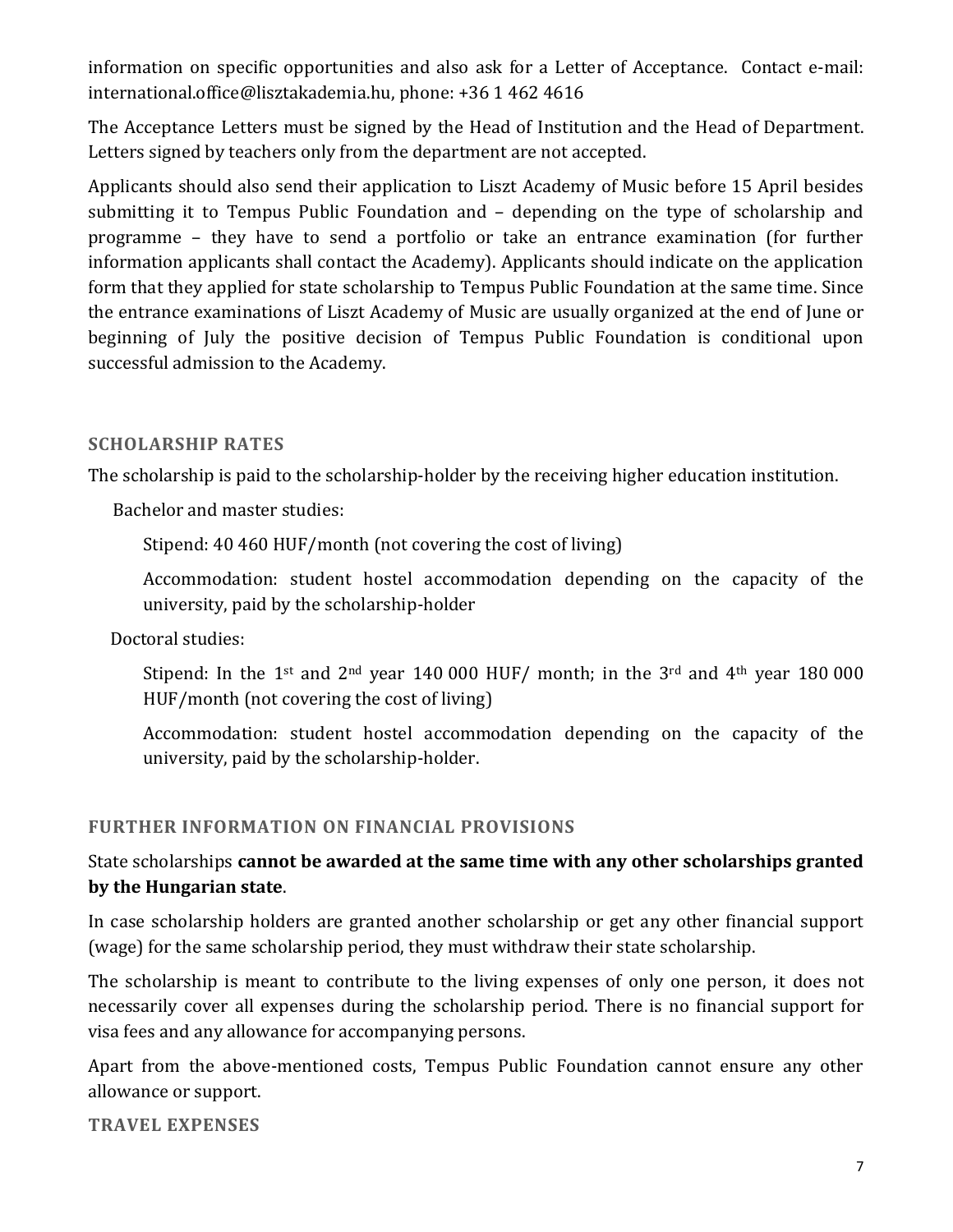information on specific opportunities and also ask for a Letter of Acceptance. Contact e-mail: international.office@lisztakademia.hu, phone: +36 1 462 4616

The Acceptance Letters must be signed by the Head of Institution and the Head of Department. Letters signed by teachers only from the department are not accepted.

Applicants should also send their application to Liszt Academy of Music before 15 April besides submitting it to Tempus Public Foundation and – depending on the type of scholarship and programme – they have to send a portfolio or take an entrance examination (for further information applicants shall contact the Academy). Applicants should indicate on the application form that they applied for state scholarship to Tempus Public Foundation at the same time. Since the entrance examinations of Liszt Academy of Music are usually organized at the end of June or beginning of July the positive decision of Tempus Public Foundation is conditional upon successful admission to the Academy.

## SCHOLARSHIP RATES

The scholarship is paid to the scholarship-holder by the receiving higher education institution.

Bachelor and master studies:

Stipend: 40 460 HUF/month (not covering the cost of living)

Accommodation: student hostel accommodation depending on the capacity of the university, paid by the scholarship-holder

Doctoral studies:

Stipend: In the 1st and 2nd year 140 000 HUF/ month; in the 3rd and 4th year 180 000 HUF/month (not covering the cost of living)

Accommodation: student hostel accommodation depending on the capacity of the university, paid by the scholarship-holder.

## FURTHER INFORMATION ON FINANCIAL PROVISIONS

State scholarships **cannot be awarded at the same time with any other scholarships granted by the Hungarian state**.

In case scholarship holders are granted another scholarship or get any other financial support (wage) for the same scholarship period, they must withdraw their state scholarship.

The scholarship is meant to contribute to the living expenses of only one person, it does not necessarily cover all expenses during the scholarship period. There is no financial support for visa fees and any allowance for accompanying persons.

Apart from the above-mentioned costs, Tempus Public Foundation cannot ensure any other allowance or support.

## TRAVEL EXPENSES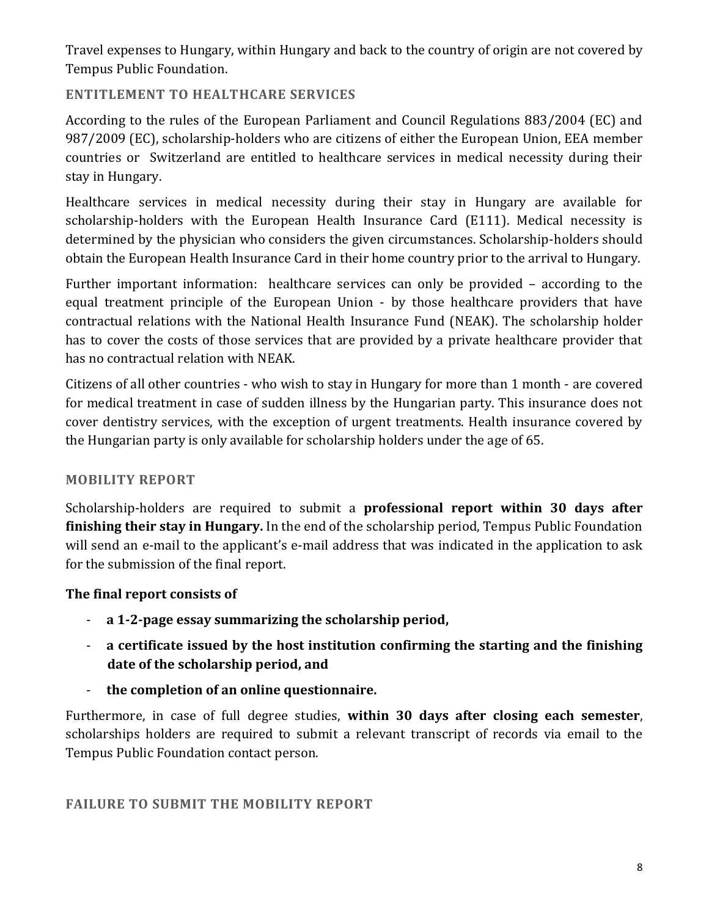Travel expenses to Hungary, within Hungary and back to the country of origin are not covered by Tempus Public Foundation.

## ENTITLEMENT TO HEALTHCARE SERVICES

According to the rules of the European Parliament and Council Regulations 883/2004 (EC) and 987/2009 (EC), scholarship-holders who are citizens of either the European Union, EEA member countries or Switzerland are entitled to healthcare services in medical necessity during their stay in Hungary.

Healthcare services in medical necessity during their stay in Hungary are available for scholarship-holders with the European Health Insurance Card (E111). Medical necessity is determined by the physician who considers the given circumstances. Scholarship-holders should obtain the European Health Insurance Card in their home country prior to the arrival to Hungary.

Further important information: healthcare services can only be provided – according to the equal treatment principle of the European Union - by those healthcare providers that have contractual relations with the National Health Insurance Fund (NEAK). The scholarship holder has to cover the costs of those services that are provided by a private healthcare provider that has no contractual relation with NEAK.

Citizens of all other countries - who wish to stay in Hungary for more than 1 month - are covered for medical treatment in case of sudden illness by the Hungarian party. This insurance does not cover dentistry services, with the exception of urgent treatments. Health insurance covered by the Hungarian party is only available for scholarship holders under the age of 65.

## MOBILITY REPORT

Scholarship-holders are required to submit a **professional report within 30 days after finishing their stay in Hungary.** In the end of the scholarship period, Tempus Public Foundation will send an e-mail to the applicant's e-mail address that was indicated in the application to ask for the submission of the final report.

**The final report consists of**

- **a 1-2-page essay summarizing the scholarship period,**
- **a certificate issued by the host institution confirming the starting and the finishing date of the scholarship period, and**
- **the completion of an online questionnaire.**

Furthermore, in case of full degree studies, **within 30 days after closing each semester**, scholarships holders are required to submit a relevant transcript of records via email to the Tempus Public Foundation contact person.

## FAILURE TO SUBMIT THE MOBILITY REPORT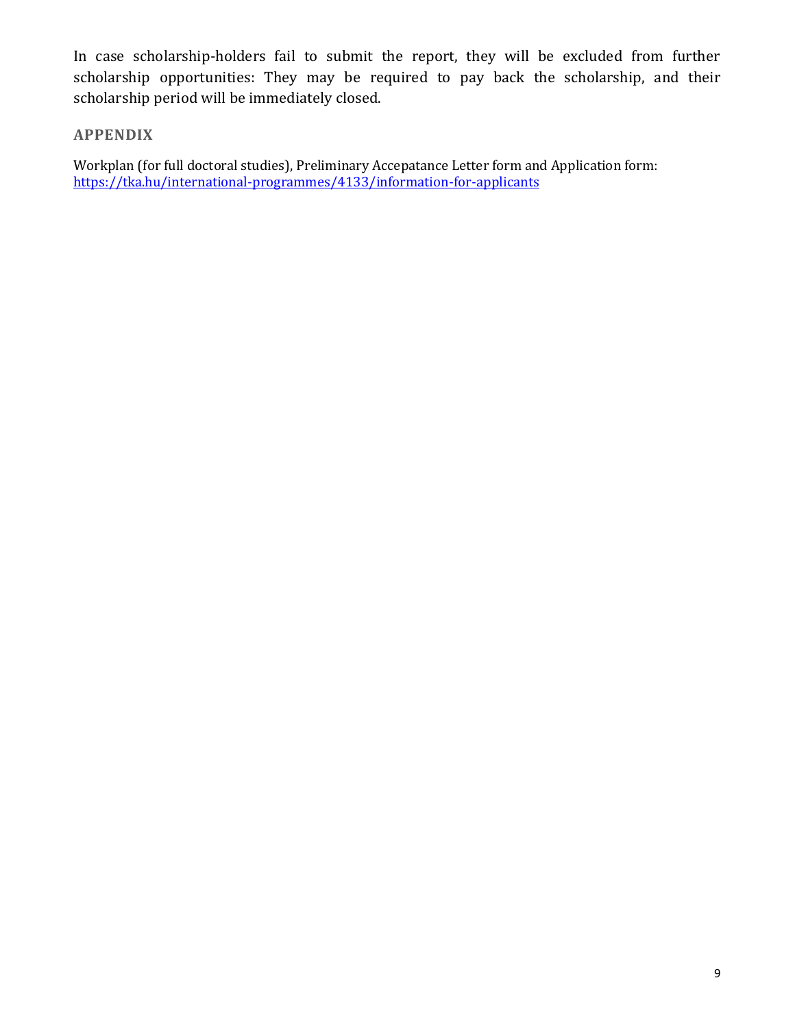In case scholarship-holders fail to submit the report, they will be excluded from further scholarship opportunities: They may be required to pay back the scholarship, and their scholarship period will be immediately closed.

## APPENDIX

Workplan (for full doctoral studies), Preliminary Accepatance Letter form and Application form:
https://tka.hu/international-programmes/4133/information-for-applicants